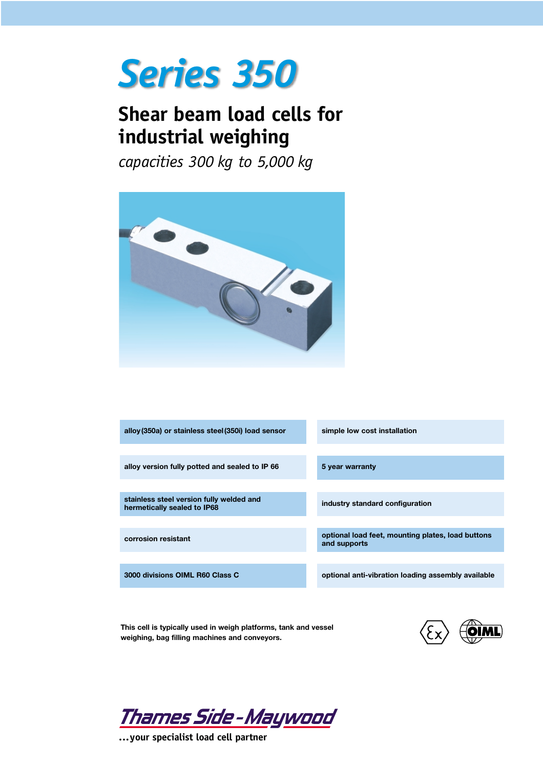# Series 350

## Shear beam load cells for industrial weighing

*capacities 300 kg to 5,000 kg*

- alloy (350a) or stainless steel (350i) load sensor
- alloy version fully potted and sealed to IP 66
- stainless steel version fully welded and hermetically sealed to IP68
- corrosion resistant
- 3000 divisions OIML R60 Class C
- simple low cost installation
- 5 year warranty
- industry standard configuration
- optional load feet, mounting plates, load buttons and supports
- optional anti-vibration loading assembly available

This cell is typically used in weigh platforms, tank and vessel weighing, bag filling machines and conveyors.

Thames Side - Maywood

...your specialist load cell partner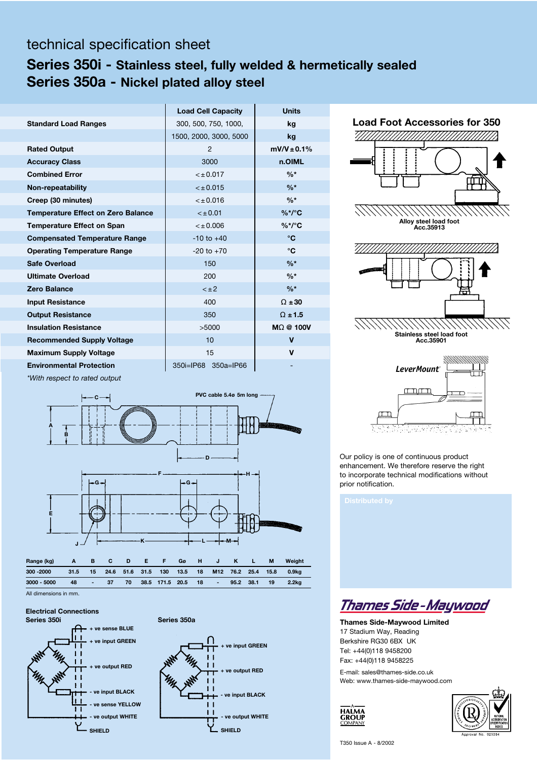technical specification sheet

# Series 350i - Stainless steel, fully welded & hermetically sealed
# Series 350a - Nickel plated alloy steel

| | Load Cell Capacity | Units |
|---|---|---|
| Standard Load Ranges | 300, 500, 750, 1000, | kg |
| | 1500, 2000, 3000, 5000 | kg |
| Rated Output | 2 | mV/V ± 0.1% |
| Accuracy Class | 3000 | n.OIML |
| Combined Error | < ± 0.017 | %* |
| Non-repeatability | < ± 0.015 | %* |
| Creep (30 minutes) | < ± 0.016 | %* |
| Temperature Effect on Zero Balance | < ± 0.01 | %*/°C |
| Temperature Effect on Span | < ± 0.006 | %*/°C |
| Compensated Temperature Range | -10 to +40 | °C |
| Operating Temperature Range | -20 to +70 | °C |
| Safe Overload | 150 | %* |
| Ultimate Overload | 200 | %* |
| Zero Balance | < ± 2 | %* |
| Input Resistance | 400 | Ω ± 30 |
| Output Resistance | 350 | Ω ± 1.5 |
| Insulation Resistance | >5000 | MΩ @ 100V |
| Recommended Supply Voltage | 10 | V |
| Maximum Supply Voltage | 15 | V |
| Environmental Protection | 350i=IP68 350a=IP66 | - |

*With respect to rated output

PVC cable 5.4ø 5m long

| Range (kg) | A | B | C | D | E | F | Gø | H | J | K | L | M | Weight |
|---|---|---|---|---|---|---|---|---|---|---|---|---|---|
| 300 -2000 | 31.5 | 15 | 24.6 | 51.6 | 31.5 | 130 | 13.5 | 18 | M12 | 76.2 | 25.4 | 15.8 | 0.9kg |
| 3000 - 5000 | 48 | - | 37 | 70 | 38.5 | 171.5 | 20.5 | 18 | - | 95.2 | 38.1 | 19 | 2.2kg |

All dimensions in mm.

## Electrical Connections

**Series 350i**

- + ve sense BLUE
- + ve input GREEN
- + ve output RED
- - ve input BLACK
- - ve sense YELLOW
- - ve output WHITE
- SHIELD

**Series 350a**

- + ve input GREEN
- + ve output RED
- - ve input BLACK
- - ve output WHITE
- SHIELD

## Load Foot Accessories for 350

Alloy steel load foot
Acc.35913

Stainless steel load foot
Acc.35901

LeverMount

Our policy is one of continuous product enhancement. We therefore reserve the right to incorporate technical modifications without prior notification.

Distributed by

Thames Side - Maywood

**Thames Side-Maywood Limited**
17 Stadium Way, Reading
Berkshire RG30 6BX UK
Tel: +44(0)118 9458200
Fax: +44(0)118 9458225

E-mail: sales@thames-side.co.uk
Web: www.thames-side-maywood.com

HALMA GROUP COMPANY

Approval No. 025394

T350 Issue A - 8/2002